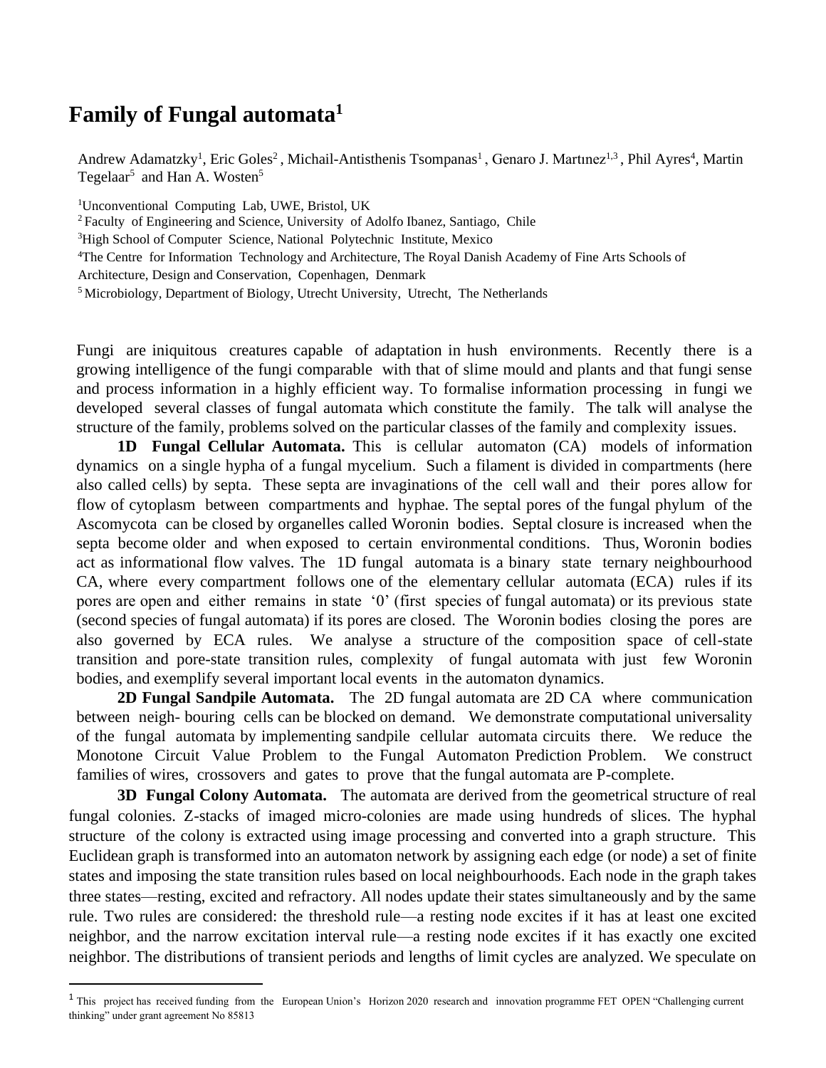# Family of Fungal automata[1]

Andrew Adamatzky[1], Eric Goles[2], Michail-Antisthenis Tsompanas[1], Genaro J. Martınez[1,3], Phil Ayres[4], Martin Tegelaar[5] and Han A. Wosten[5]

[1]Unconventional Computing Lab, UWE, Bristol, UK
[2]Faculty of Engineering and Science, University of Adolfo Ibanez, Santiago, Chile
[3]High School of Computer Science, National Polytechnic Institute, Mexico
[4]The Centre for Information Technology and Architecture, The Royal Danish Academy of Fine Arts Schools of Architecture, Design and Conservation, Copenhagen, Denmark
[5]Microbiology, Department of Biology, Utrecht University, Utrecht, The Netherlands

Fungi are iniquitous creatures capable of adaptation in hush environments. Recently there is a growing intelligence of the fungi comparable with that of slime mould and plants and that fungi sense and process information in a highly efficient way. To formalise information processing in fungi we developed several classes of fungal automata which constitute the family. The talk will analyse the structure of the family, problems solved on the particular classes of the family and complexity issues.

**1D Fungal Cellular Automata.** This is cellular automaton (CA) models of information dynamics on a single hypha of a fungal mycelium. Such a filament is divided in compartments (here also called cells) by septa. These septa are invaginations of the cell wall and their pores allow for flow of cytoplasm between compartments and hyphae. The septal pores of the fungal phylum of the Ascomycota can be closed by organelles called Woronin bodies. Septal closure is increased when the septa become older and when exposed to certain environmental conditions. Thus, Woronin bodies act as informational flow valves. The 1D fungal automata is a binary state ternary neighbourhood CA, where every compartment follows one of the elementary cellular automata (ECA) rules if its pores are open and either remains in state '0' (first species of fungal automata) or its previous state (second species of fungal automata) if its pores are closed. The Woronin bodies closing the pores are also governed by ECA rules. We analyse a structure of the composition space of cell-state transition and pore-state transition rules, complexity of fungal automata with just few Woronin bodies, and exemplify several important local events in the automaton dynamics.

**2D Fungal Sandpile Automata.** The 2D fungal automata are 2D CA where communication between neigh- bouring cells can be blocked on demand. We demonstrate computational universality of the fungal automata by implementing sandpile cellular automata circuits there. We reduce the Monotone Circuit Value Problem to the Fungal Automaton Prediction Problem. We construct families of wires, crossovers and gates to prove that the fungal automata are P-complete.

**3D Fungal Colony Automata.** The automata are derived from the geometrical structure of real fungal colonies. Z-stacks of imaged micro-colonies are made using hundreds of slices. The hyphal structure of the colony is extracted using image processing and converted into a graph structure. This Euclidean graph is transformed into an automaton network by assigning each edge (or node) a set of finite states and imposing the state transition rules based on local neighbourhoods. Each node in the graph takes three states—resting, excited and refractory. All nodes update their states simultaneously and by the same rule. Two rules are considered: the threshold rule—a resting node excites if it has at least one excited neighbor, and the narrow excitation interval rule—a resting node excites if it has exactly one excited neighbor. The distributions of transient periods and lengths of limit cycles are analyzed. We speculate on

[1] This project has received funding from the European Union's Horizon 2020 research and innovation programme FET OPEN "Challenging current thinking" under grant agreement No 85813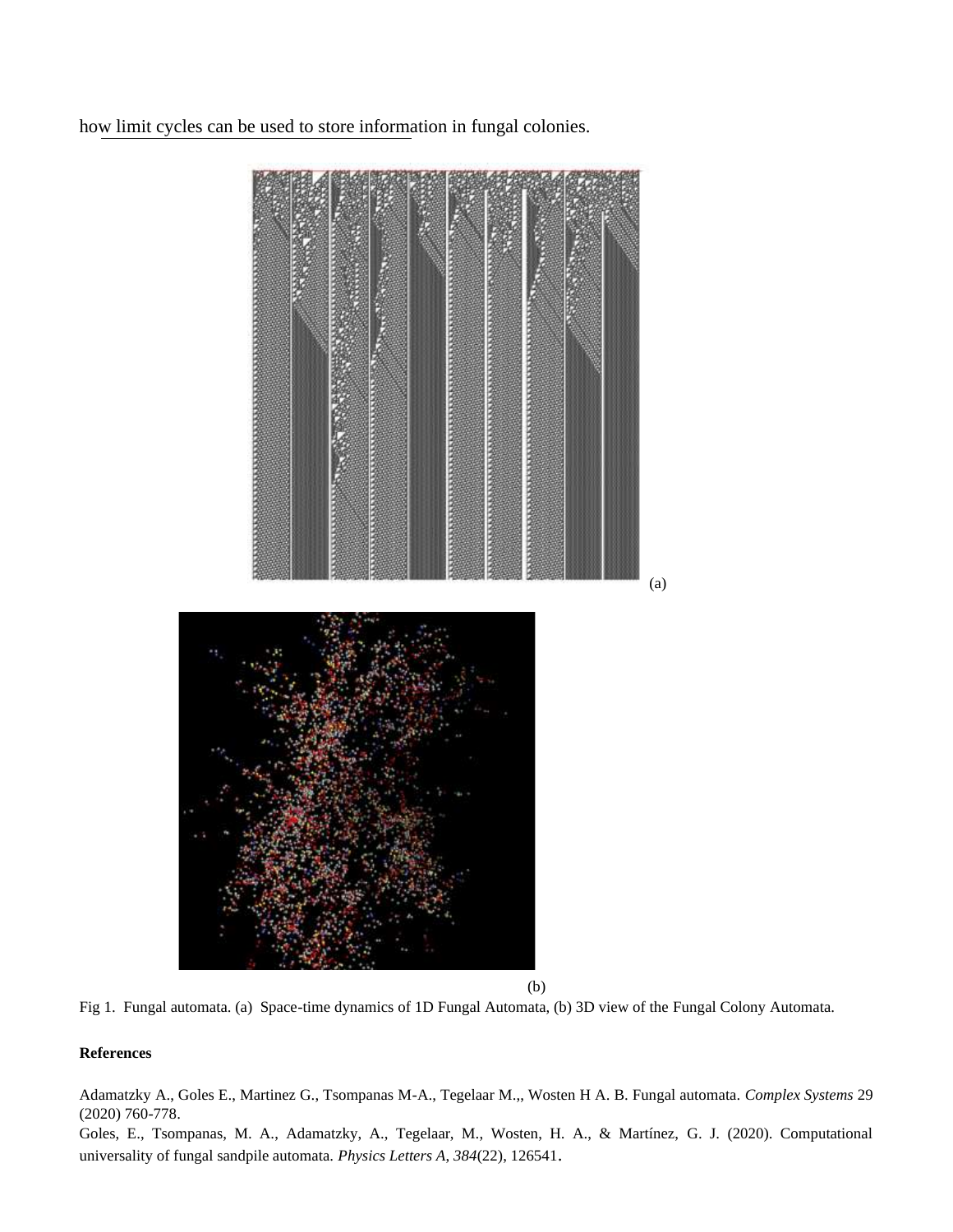how limit cycles can be used to store information in fungal colonies.

(a)

(b)

Fig 1. Fungal automata. (a) Space-time dynamics of 1D Fungal Automata, (b) 3D view of the Fungal Colony Automata.

**References**

Adamatzky A., Goles E., Martinez G., Tsompanas M-A., Tegelaar M.,, Wosten H A. B. Fungal automata. *Complex Systems* 29 (2020) 760-778.

Goles, E., Tsompanas, M. A., Adamatzky, A., Tegelaar, M., Wosten, H. A., & Martínez, G. J. (2020). Computational universality of fungal sandpile automata. *Physics Letters A, 384*(22), 126541.